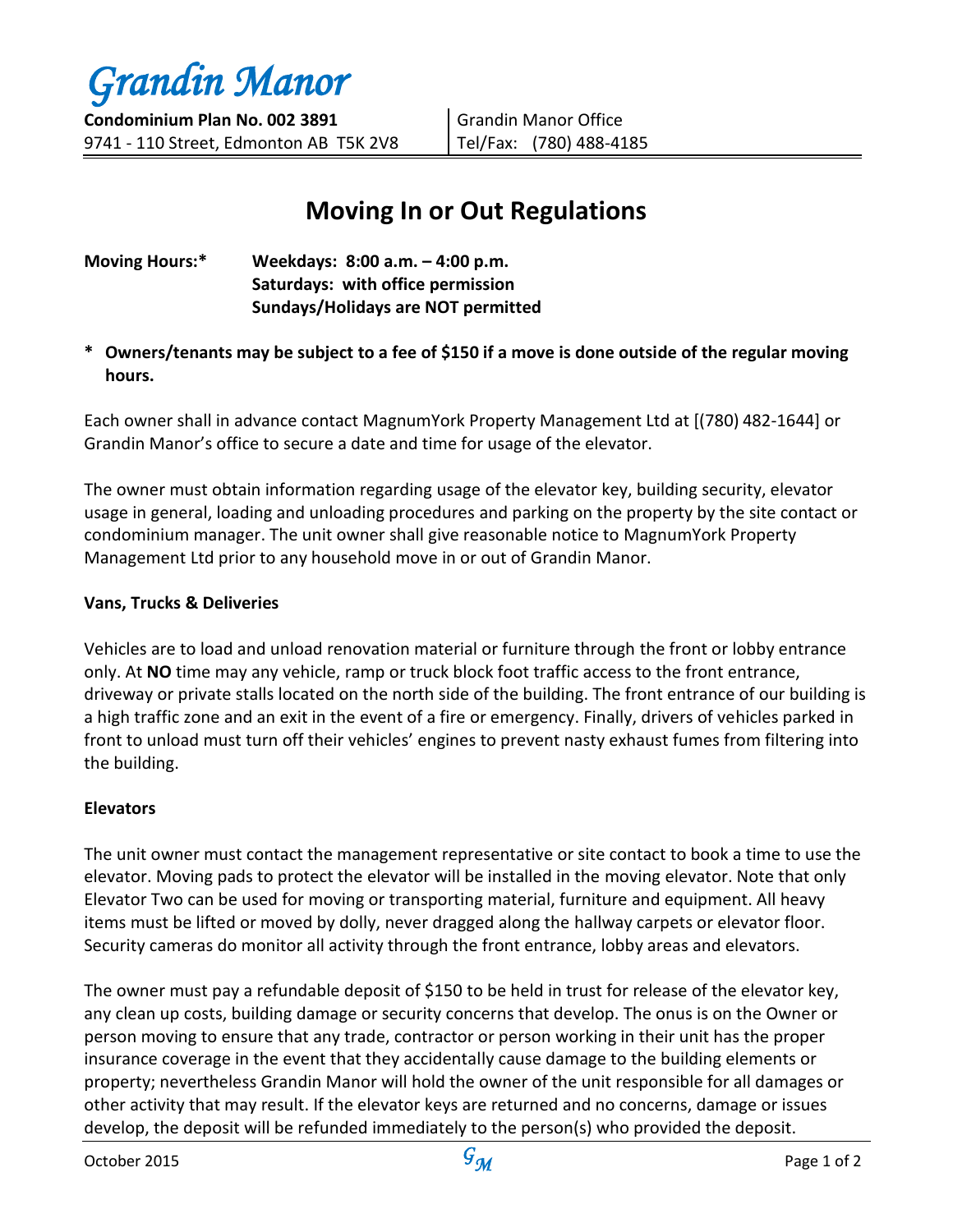# *Grandin Manor*

**Condominium Plan No. 002 3891**
9741 - 110 Street, Edmonton AB T5K 2V8

Grandin Manor Office
Tel/Fax: (780) 488-4185

## Moving In or Out Regulations

**Moving Hours:*** **Weekdays: 8:00 a.m. – 4:00 p.m.**
**Saturdays: with office permission**
**Sundays/Holidays are NOT permitted**

**\* Owners/tenants may be subject to a fee of $150 if a move is done outside of the regular moving hours.**

Each owner shall in advance contact MagnumYork Property Management Ltd at [(780) 482-1644] or Grandin Manor's office to secure a date and time for usage of the elevator.

The owner must obtain information regarding usage of the elevator key, building security, elevator usage in general, loading and unloading procedures and parking on the property by the site contact or condominium manager. The unit owner shall give reasonable notice to MagnumYork Property Management Ltd prior to any household move in or out of Grandin Manor.

### Vans, Trucks & Deliveries

Vehicles are to load and unload renovation material or furniture through the front or lobby entrance only. At **NO** time may any vehicle, ramp or truck block foot traffic access to the front entrance, driveway or private stalls located on the north side of the building. The front entrance of our building is a high traffic zone and an exit in the event of a fire or emergency. Finally, drivers of vehicles parked in front to unload must turn off their vehicles' engines to prevent nasty exhaust fumes from filtering into the building.

### Elevators

The unit owner must contact the management representative or site contact to book a time to use the elevator. Moving pads to protect the elevator will be installed in the moving elevator. Note that only Elevator Two can be used for moving or transporting material, furniture and equipment. All heavy items must be lifted or moved by dolly, never dragged along the hallway carpets or elevator floor. Security cameras do monitor all activity through the front entrance, lobby areas and elevators.

The owner must pay a refundable deposit of $150 to be held in trust for release of the elevator key, any clean up costs, building damage or security concerns that develop. The onus is on the Owner or person moving to ensure that any trade, contractor or person working in their unit has the proper insurance coverage in the event that they accidentally cause damage to the building elements or property; nevertheless Grandin Manor will hold the owner of the unit responsible for all damages or other activity that may result. If the elevator keys are returned and no concerns, damage or issues develop, the deposit will be refunded immediately to the person(s) who provided the deposit.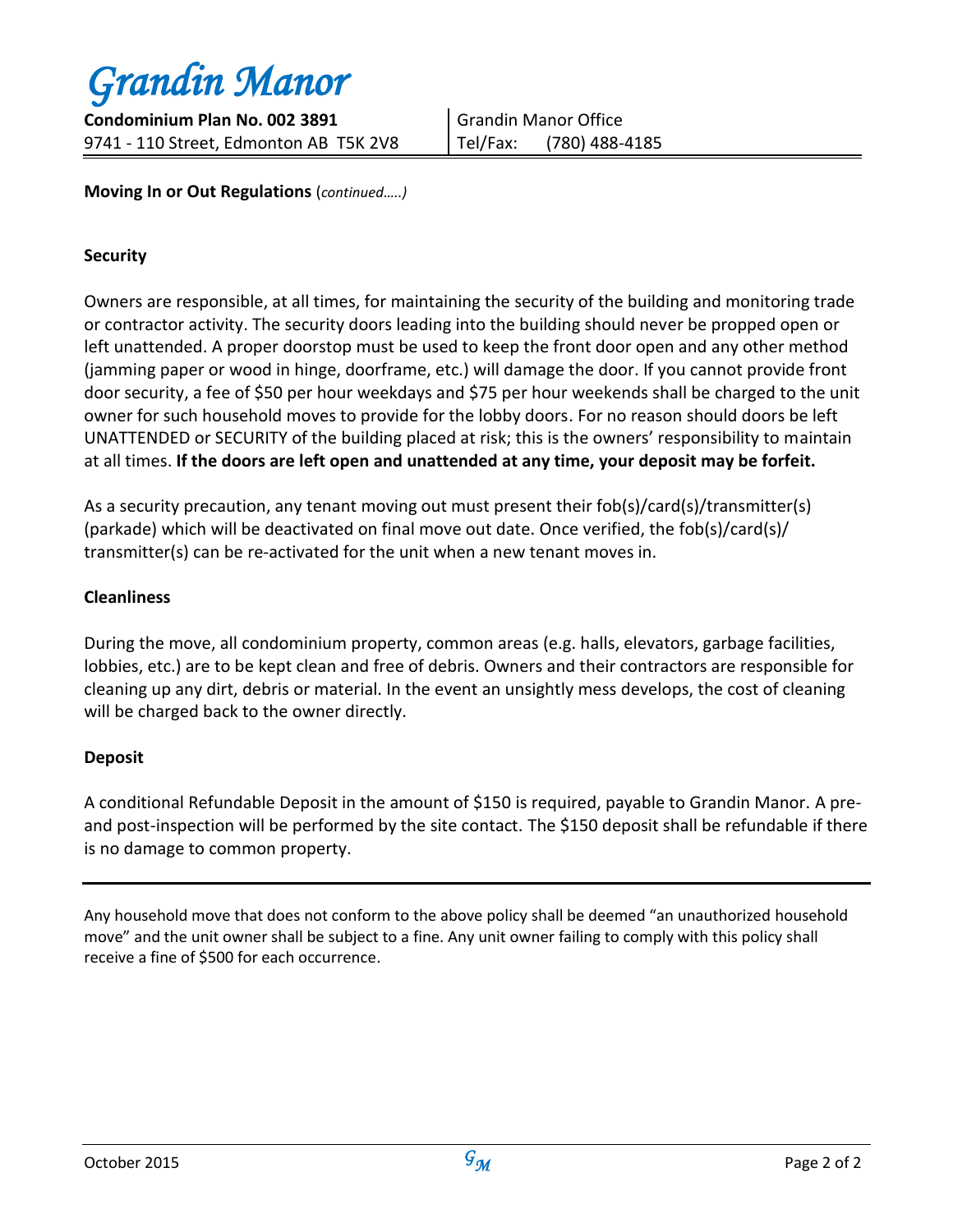# Grandin Manor

**Condominium Plan No. 002 3891**
9741 - 110 Street, Edmonton AB T5K 2V8

Grandin Manor Office
Tel/Fax: (780) 488-4185

**Moving In or Out Regulations** (*continued…..)*

**Security**

Owners are responsible, at all times, for maintaining the security of the building and monitoring trade or contractor activity. The security doors leading into the building should never be propped open or left unattended. A proper doorstop must be used to keep the front door open and any other method (jamming paper or wood in hinge, doorframe, etc.) will damage the door. If you cannot provide front door security, a fee of $50 per hour weekdays and $75 per hour weekends shall be charged to the unit owner for such household moves to provide for the lobby doors. For no reason should doors be left UNATTENDED or SECURITY of the building placed at risk; this is the owners' responsibility to maintain at all times. **If the doors are left open and unattended at any time, your deposit may be forfeit.**

As a security precaution, any tenant moving out must present their fob(s)/card(s)/transmitter(s) (parkade) which will be deactivated on final move out date. Once verified, the fob(s)/card(s)/ transmitter(s) can be re-activated for the unit when a new tenant moves in.

**Cleanliness**

During the move, all condominium property, common areas (e.g. halls, elevators, garbage facilities, lobbies, etc.) are to be kept clean and free of debris. Owners and their contractors are responsible for cleaning up any dirt, debris or material. In the event an unsightly mess develops, the cost of cleaning will be charged back to the owner directly.

**Deposit**

A conditional Refundable Deposit in the amount of $150 is required, payable to Grandin Manor. A pre- and post-inspection will be performed by the site contact. The $150 deposit shall be refundable if there is no damage to common property.

---

Any household move that does not conform to the above policy shall be deemed "an unauthorized household move" and the unit owner shall be subject to a fine. Any unit owner failing to comply with this policy shall receive a fine of $500 for each occurrence.